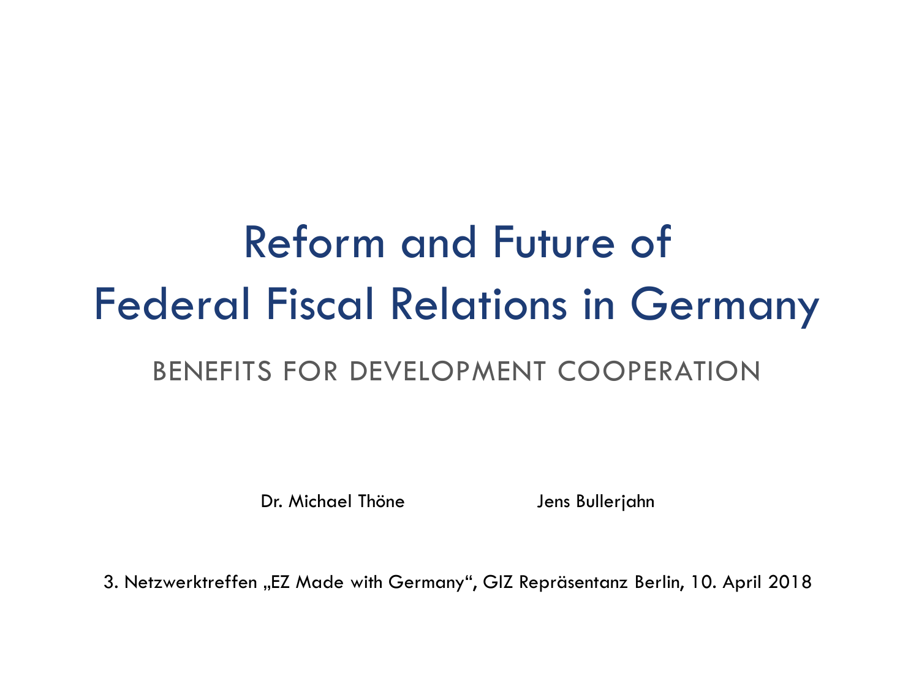# Reform and Future of Federal Fiscal Relations in Germany

## BENEFITS FOR DEVELOPMENT COOPERATION

Dr. Michael Thöne

Jens Bullerjahn

3. Netzwerktreffen „EZ Made with Germany", GIZ Repräsentanz Berlin, 10. April 2018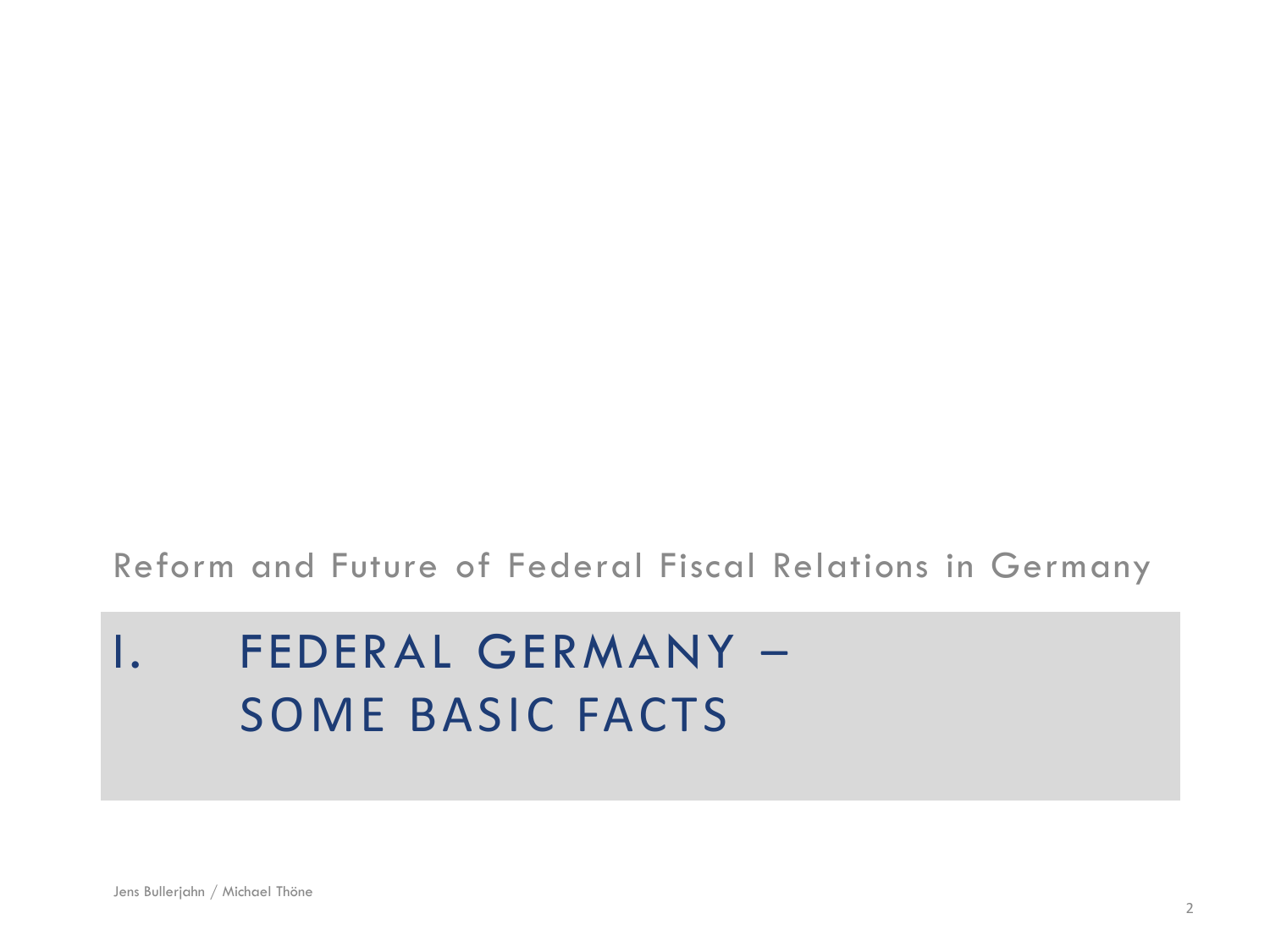Reform and Future of Federal Fiscal Relations in Germany

# I. FEDERAL GERMANY – SOME BASIC FACTS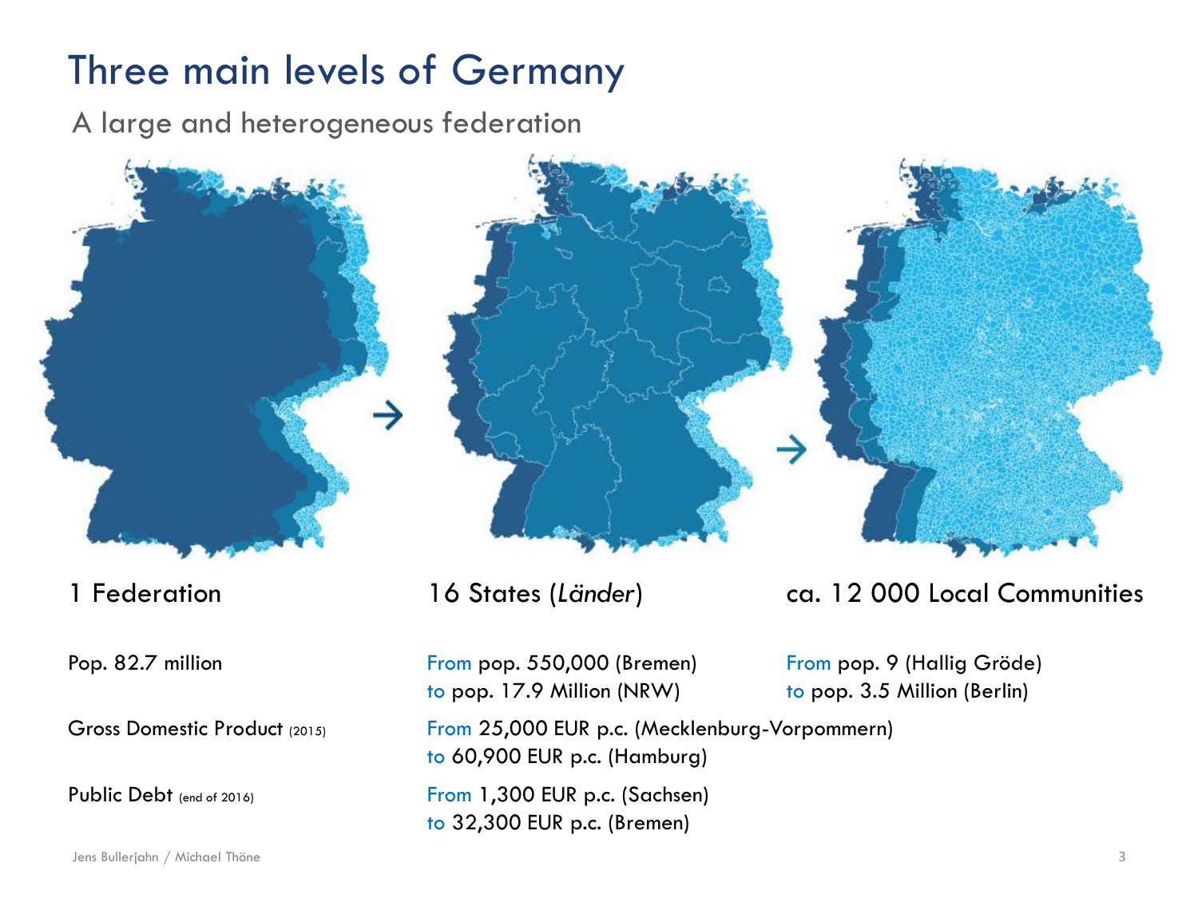# Three main levels of Germany

A large and heterogeneous federation

| 1 Federation | 16 States (*Länder*) | ca. 12 000 Local Communities |
|---|---|---|
| Pop. 82.7 million | From pop. 550,000 (Bremen) to pop. 17.9 Million (NRW) | From pop. 9 (Hallig Gröde) to pop. 3.5 Million (Berlin) |
| Gross Domestic Product (2015) | From 25,000 EUR p.c. (Mecklenburg-Vorpommern) to 60,900 EUR p.c. (Hamburg) | |
| Public Debt (end of 2016) | From 1,300 EUR p.c. (Sachsen) to 32,300 EUR p.c. (Bremen) | |

Jens Bullerjahn / Michael Thöne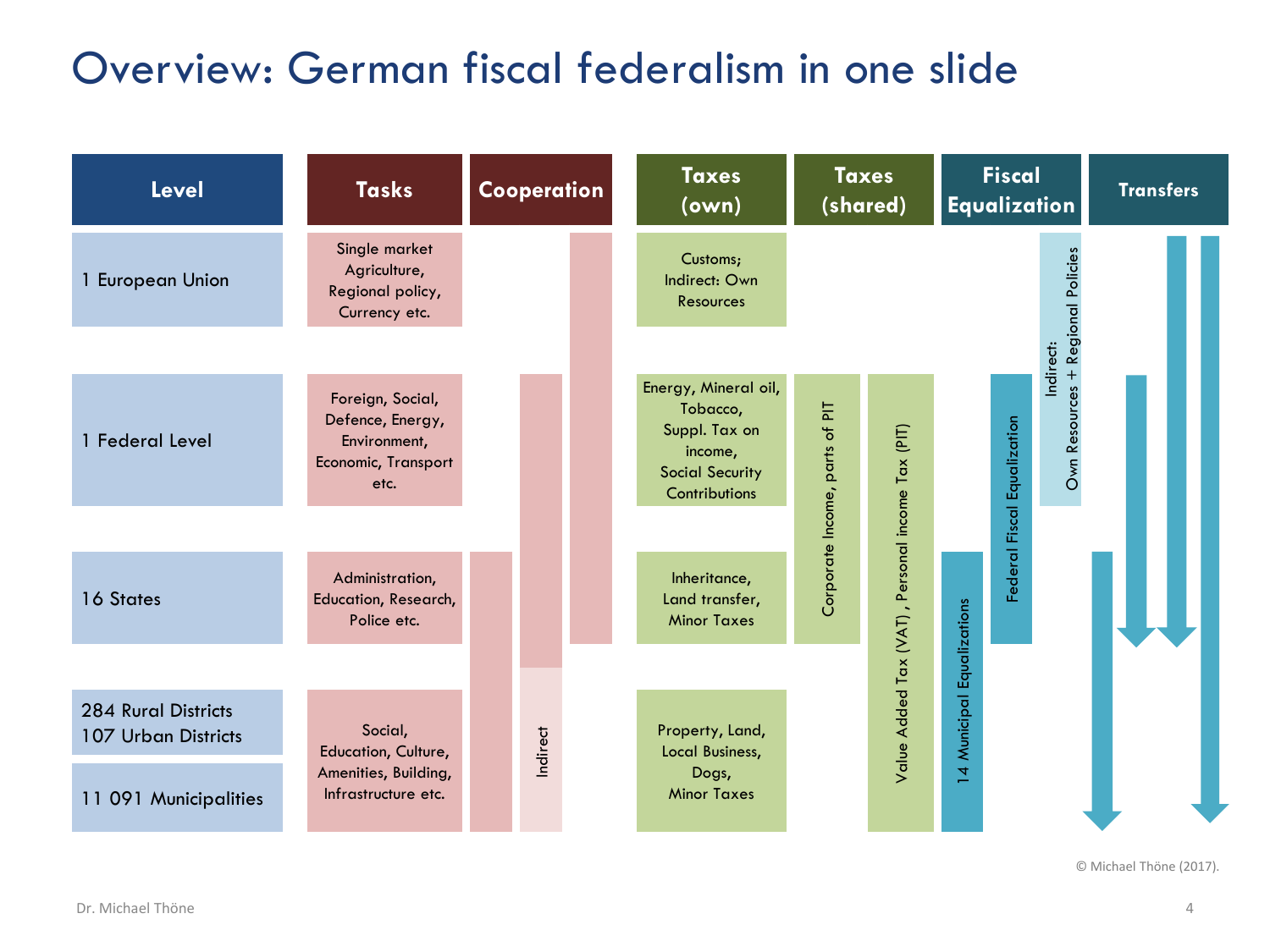# Overview: German fiscal federalism in one slide

| Level | Tasks | Taxes (own) |
|---|---|---|
| 1 European Union | Single market Agriculture, Regional policy, Currency etc. | Customs; Indirect: Own Resources |
| 1 Federal Level | Foreign, Social, Defence, Energy, Environment, Economic, Transport etc. | Energy, Mineral oil, Tobacco, Suppl. Tax on income, Social Security Contributions |
| 16 States | Administration, Education, Research, Police etc. | Inheritance, Land transfer, Minor Taxes |
| 284 Rural Districts<br>107 Urban Districts<br>11 091 Municipalities | Social, Education, Culture, Amenities, Building, Infrastructure etc. | Property, Land, Local Business, Dogs, Minor Taxes |

**Cooperation:** between EU, Federal Level and States; between Federal Level and States (Indirect: with Districts and Municipalities); between States and Districts/Municipalities

**Taxes (shared):**
- Corporate Income, parts of PIT (Federal Level, States)
- Value Added Tax (VAT), Personal income Tax (PIT) (Federal Level, States, Districts and Municipalities)

**Fiscal Equalization:**
- 14 Municipal Equalizations (States, Districts and Municipalities)
- Federal Fiscal Equalization (Federal Level, States)
- Indirect: Own Resources + Regional Policies (European Union, Federal Level)

**Transfers:** EU → States; EU → Districts and Municipalities; Federal Level → States; States → Districts and Municipalities

© Michael Thöne (2017).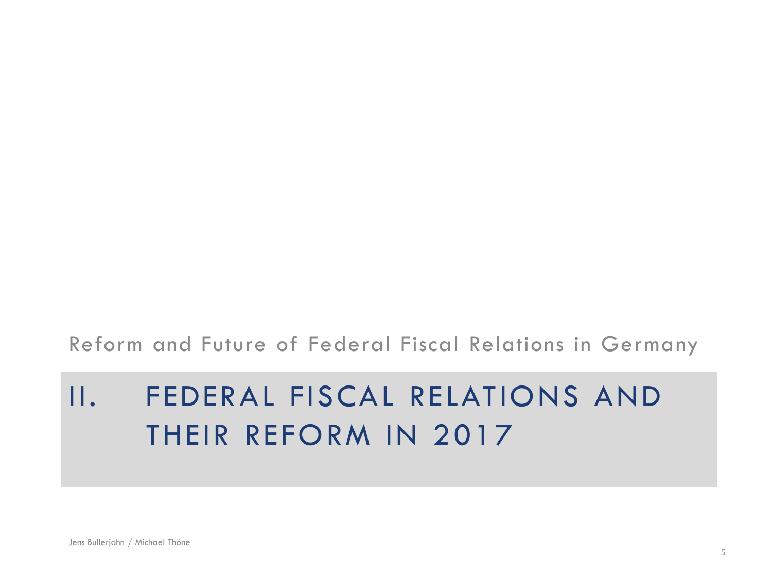Reform and Future of Federal Fiscal Relations in Germany

# II. FEDERAL FISCAL RELATIONS AND THEIR REFORM IN 2017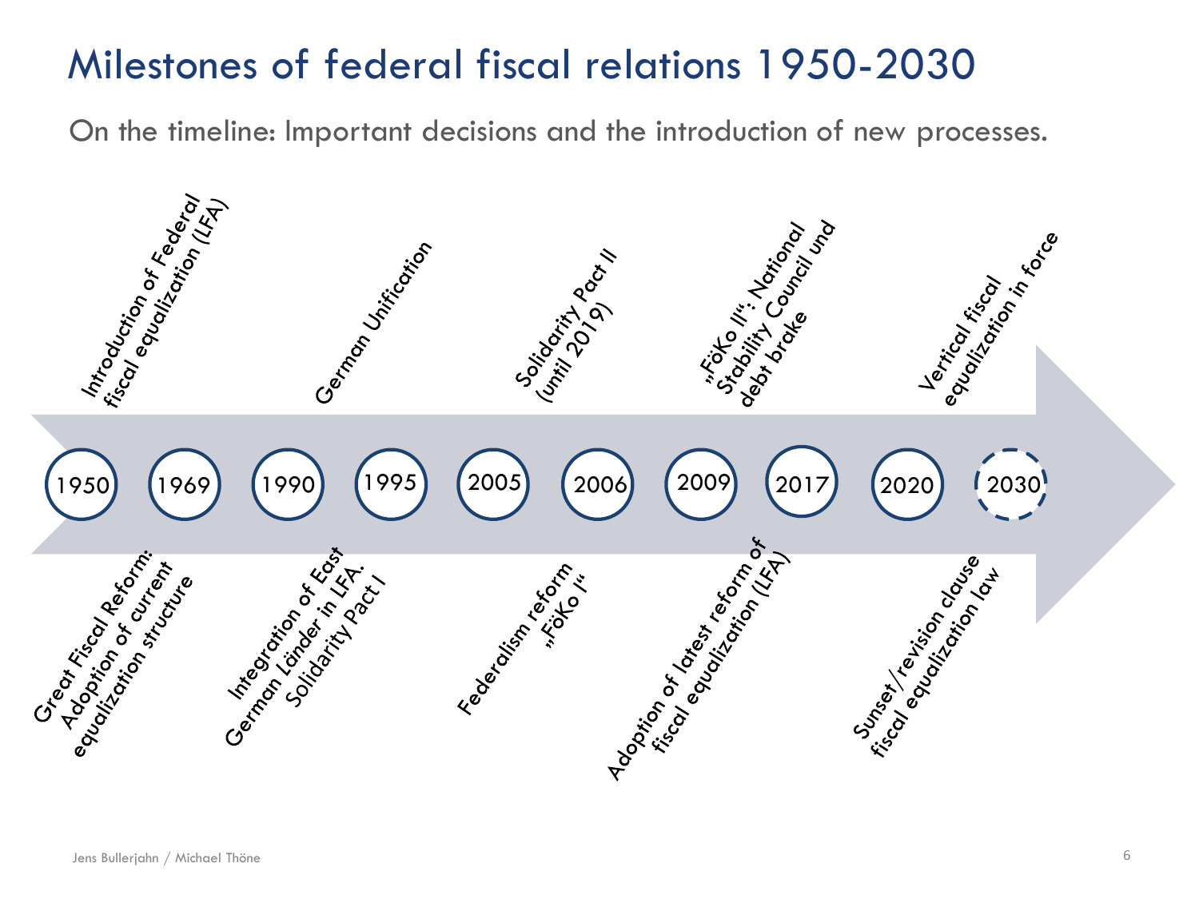# Milestones of federal fiscal relations 1950-2030

On the timeline: Important decisions and the introduction of new processes.

- **1950**: Introduction of Federal fiscal equalization (LFA)
- **1969**: Great Fiscal Reform: Adoption of current equalization structure
- **1990**: German Unification
- **1995**: Integration of East German Länder in LFA. Solidarity Pact I
- **2005**: Solidarity Pact II (until 2019)
- **2006**: Federalism reform „FöKo I“
- **2009**: „FöKo II“: National Stability Council und debt brake
- **2017**: Adoption of latest reform of fiscal equalization (LFA)
- **2020**: Vertical fiscal equalization in force
- **2030**: Sunset/revision clause fiscal equalization law

Jens Bullerjahn / Michael Thöne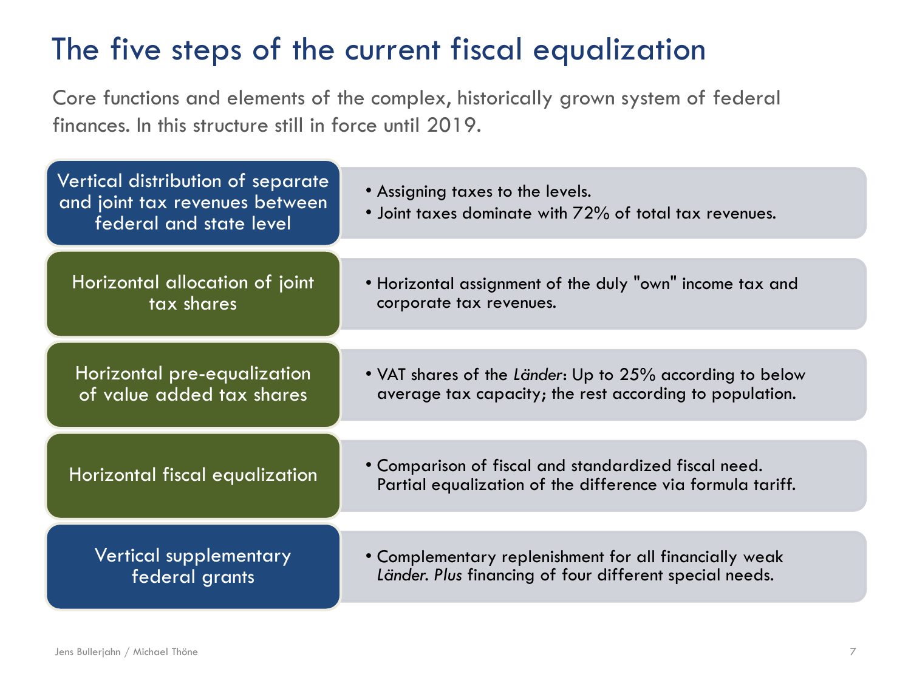# The five steps of the current fiscal equalization

Core functions and elements of the complex, historically grown system of federal finances. In this structure still in force until 2019.

| Step | Description |
| --- | --- |
| Vertical distribution of separate and joint tax revenues between federal and state level | • Assigning taxes to the levels.<br>• Joint taxes dominate with 72% of total tax revenues. |
| Horizontal allocation of joint tax shares | • Horizontal assignment of the duly "own" income tax and corporate tax revenues. |
| Horizontal pre-equalization of value added tax shares | • VAT shares of the *Länder*: Up to 25% according to below average tax capacity; the rest according to population. |
| Horizontal fiscal equalization | • Comparison of fiscal and standardized fiscal need. Partial equalization of the difference via formula tariff. |
| Vertical supplementary federal grants | • Complementary replenishment for all financially weak *Länder. Plus* financing of four different special needs. |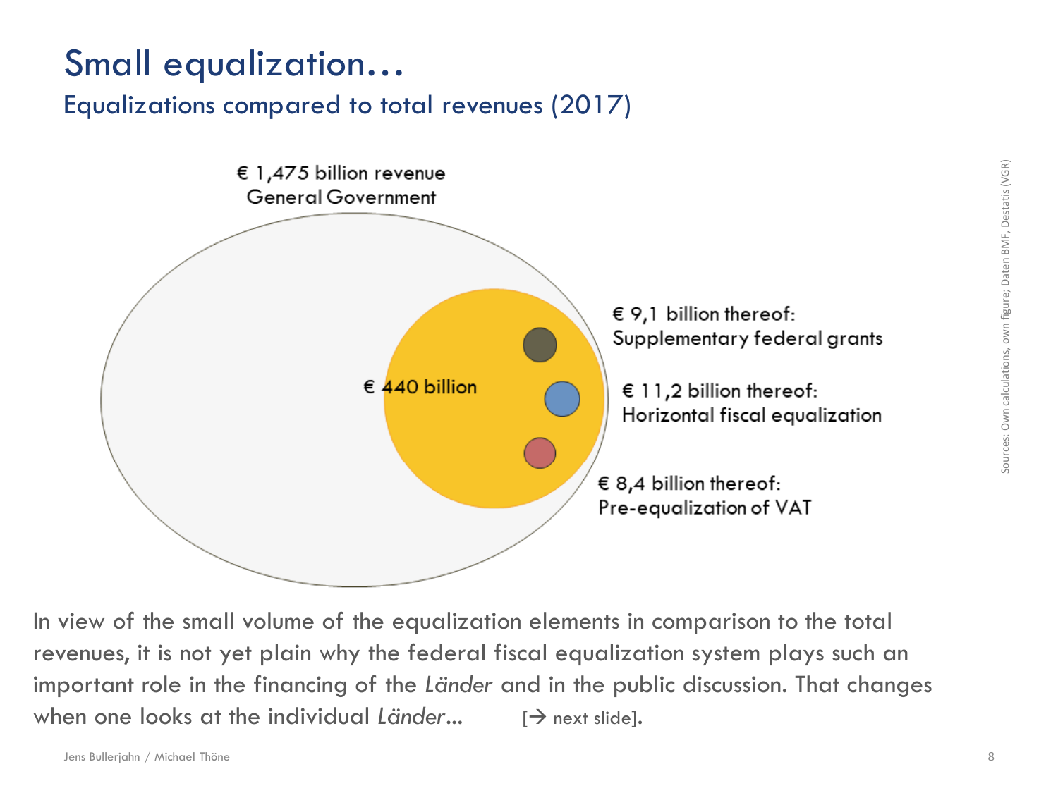# Small equalization…

## Equalizations compared to total revenues (2017)

€ 1,475 billion revenue General Government

€ 440 billion

€ 9,1 billion thereof: Supplementary federal grants

€ 11,2 billion thereof: Horizontal fiscal equalization

€ 8,4 billion thereof: Pre-equalization of VAT

Sources: Own calculations, own figure; Daten BMF, Destatis (VGR)

In view of the small volume of the equalization elements in comparison to the total revenues, it is not yet plain why the federal fiscal equalization system plays such an important role in the financing of the *Länder* and in the public discussion. That changes when one looks at the individual *Länder*… [→ next slide].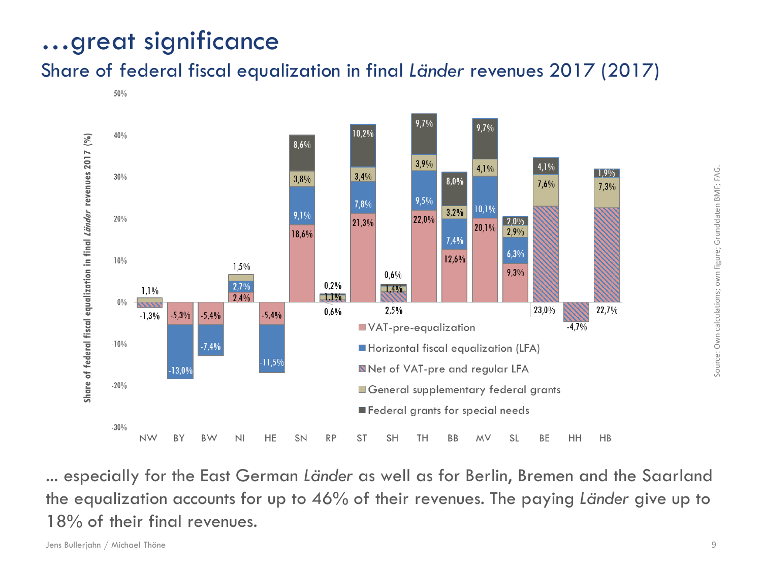# …great significance

## Share of federal fiscal equalization in final *Länder* revenues 2017 (2017)

| | NW | BY | BW | NI | HE | SN | RP | ST | SH | TH | BB | MV | SL | BE | HH | HB |
|---|---|---|---|---|---|---|---|---|---|---|---|---|---|---|---|---|
| VAT-pre-equalization | | -5,3% | -5,4% | 2,4% | -5,4% | 18,6% | | 21,3% | | 22,0% | 12,6% | 20,1% | 9,3% | | | |
| Horizontal fiscal equalization (LFA) | | -13,0% | -7,4% | 2,7% | -11,5% | 9,1% | | 7,8% | | 9,5% | 7,4% | 10,1% | 6,3% | | | |
| Net of VAT-pre and regular LFA | -1,3% | | | | | | 0,6% | | 2,5% | | | | | 23,0% | -4,7% | 22,7% |
| General supplementary federal grants | 1,1% | | | 1,5% | | 3,8% | 1,1% | 3,4% | 1,4% | 3,9% | 3,2% | 4,1% | 2,9% | 7,6% | | 7,3% |
| Federal grants for special needs | | | | | | 8,6% | 0,2% | 10,2% | 0,6% | 9,7% | 8,0% | 9,7% | 2,0% | 4,1% | | 1,9% |

Source: Own calculations; own figure; Grunddaten BMF; FAG.

… especially for the East German *Länder* as well as for Berlin, Bremen and the Saarland the equalization accounts for up to 46% of their revenues. The paying *Länder* give up to 18% of their final revenues.

Jens Bullerjahn / Michael Thöne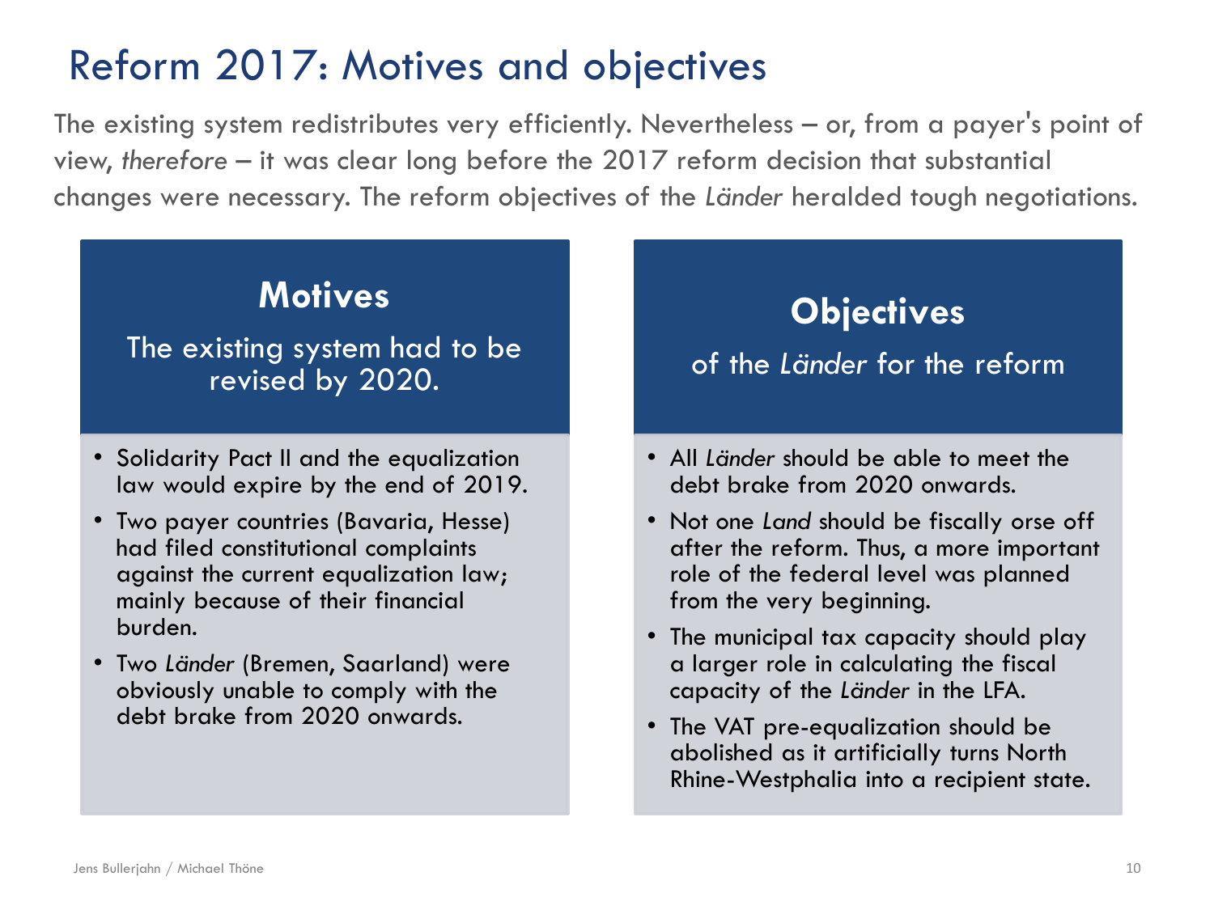# Reform 2017: Motives and objectives

The existing system redistributes very efficiently. Nevertheless – or, from a payer's point of view, *therefore* – it was clear long before the 2017 reform decision that substantial changes were necessary. The reform objectives of the *Länder* heralded tough negotiations.

## Motives

The existing system had to be revised by 2020.

- Solidarity Pact II and the equalization law would expire by the end of 2019.
- Two payer countries (Bavaria, Hesse) had filed constitutional complaints against the current equalization law; mainly because of their financial burden.
- Two *Länder* (Bremen, Saarland) were obviously unable to comply with the debt brake from 2020 onwards.

## Objectives

of the *Länder* for the reform

- All *Länder* should be able to meet the debt brake from 2020 onwards.
- Not one *Land* should be fiscally orse off after the reform. Thus, a more important role of the federal level was planned from the very beginning.
- The municipal tax capacity should play a larger role in calculating the fiscal capacity of the *Länder* in the LFA.
- The VAT pre-equalization should be abolished as it artificially turns North Rhine-Westphalia into a recipient state.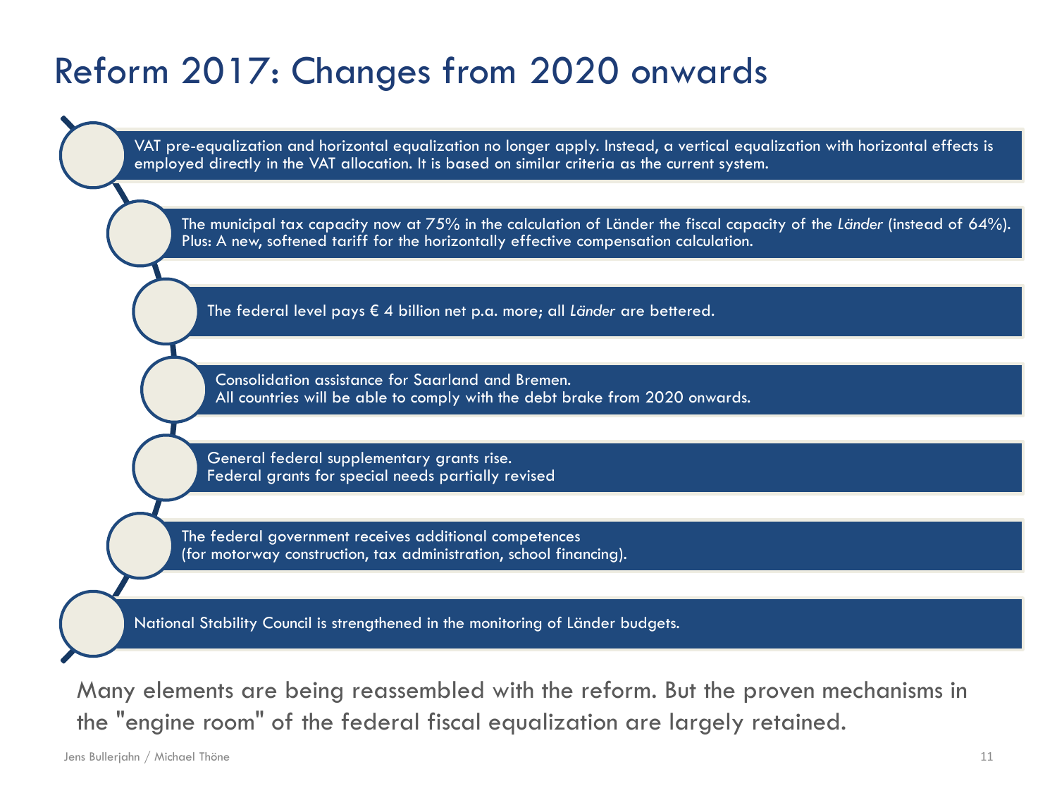# Reform 2017: Changes from 2020 onwards

- VAT pre-equalization and horizontal equalization no longer apply. Instead, a vertical equalization with horizontal effects is employed directly in the VAT allocation. It is based on similar criteria as the current system.
- The municipal tax capacity now at 75% in the calculation of Länder the fiscal capacity of the *Länder* (instead of 64%). Plus: A new, softened tariff for the horizontally effective compensation calculation.
- The federal level pays € 4 billion net p.a. more; all *Länder* are bettered.
- Consolidation assistance for Saarland and Bremen.
  All countries will be able to comply with the debt brake from 2020 onwards.
- General federal supplementary grants rise.
  Federal grants for special needs partially revised
- The federal government receives additional competences
  (for motorway construction, tax administration, school financing).
- National Stability Council is strengthened in the monitoring of Länder budgets.

Many elements are being reassembled with the reform. But the proven mechanisms in the "engine room" of the federal fiscal equalization are largely retained.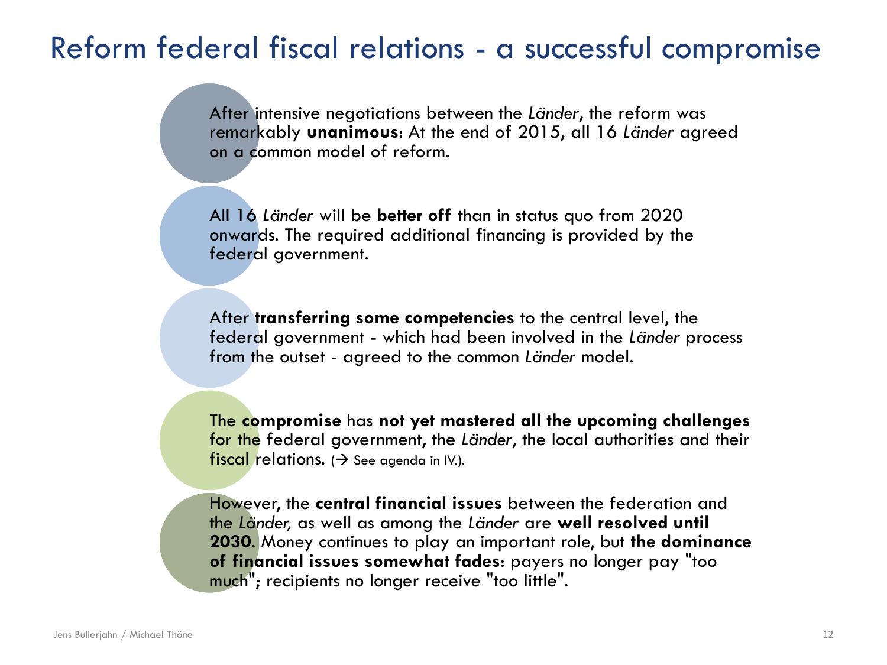# Reform federal fiscal relations - a successful compromise

After intensive negotiations between the *Länder*, the reform was remarkably **unanimous**: At the end of 2015, all 16 *Länder* agreed on a common model of reform.

All 16 *Länder* will be **better off** than in status quo from 2020 onwards. The required additional financing is provided by the federal government.

After **transferring some competencies** to the central level, the federal government - which had been involved in the *Länder* process from the outset - agreed to the common *Länder* model.

The **compromise** has **not yet mastered all the upcoming challenges** for the federal government, the *Länder*, the local authorities and their fiscal relations. (→ See agenda in IV.).

However, the **central financial issues** between the federation and the *Länder,* as well as among the *Länder* are **well resolved until 2030**. Money continues to play an important role, but **the dominance of financial issues somewhat fades**: payers no longer pay "too much"; recipients no longer receive "too little".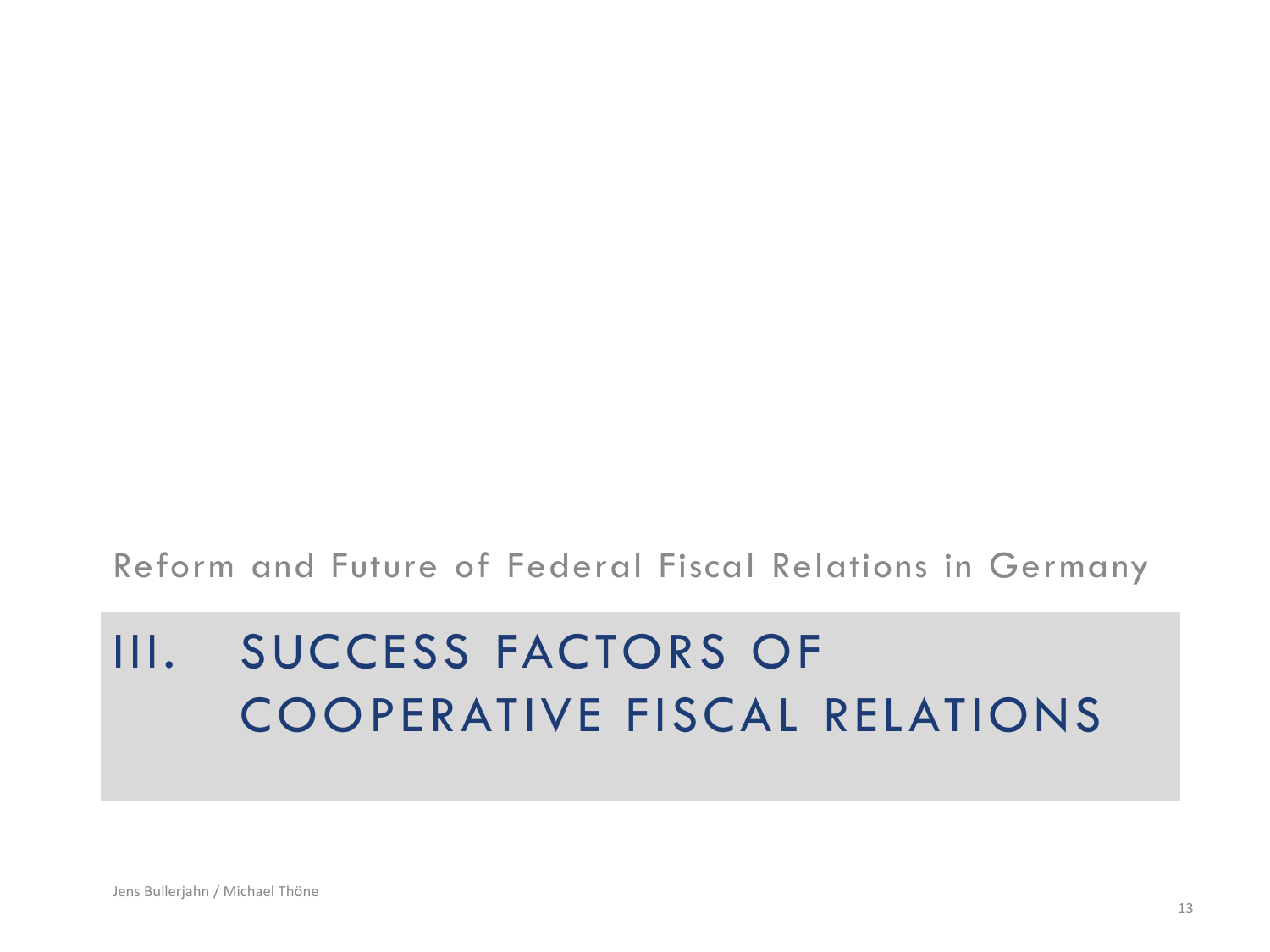Reform and Future of Federal Fiscal Relations in Germany

# III. SUCCESS FACTORS OF COOPERATIVE FISCAL RELATIONS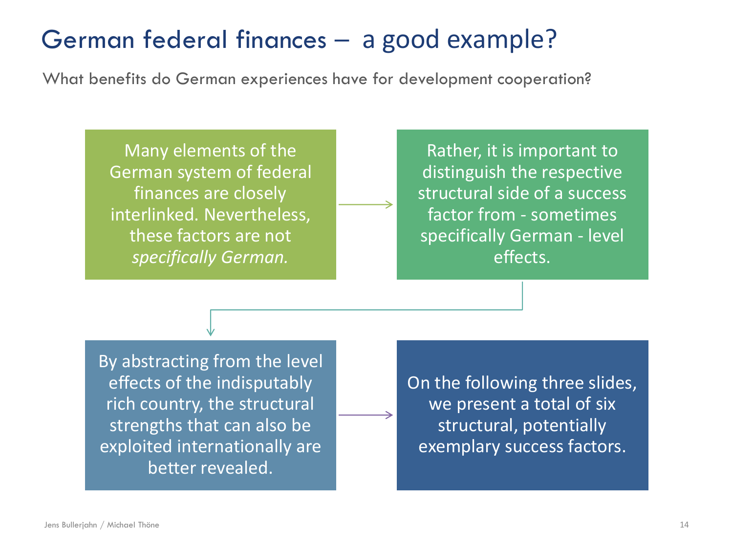# German federal finances – a good example?

What benefits do German experiences have for development cooperation?

Many elements of the German system of federal finances are closely interlinked. Nevertheless, these factors are not *specifically German.*

Rather, it is important to distinguish the respective structural side of a success factor from - sometimes specifically German - level effects.

By abstracting from the level effects of the indisputably rich country, the structural strengths that can also be exploited internationally are better revealed.

On the following three slides, we present a total of six structural, potentially exemplary success factors.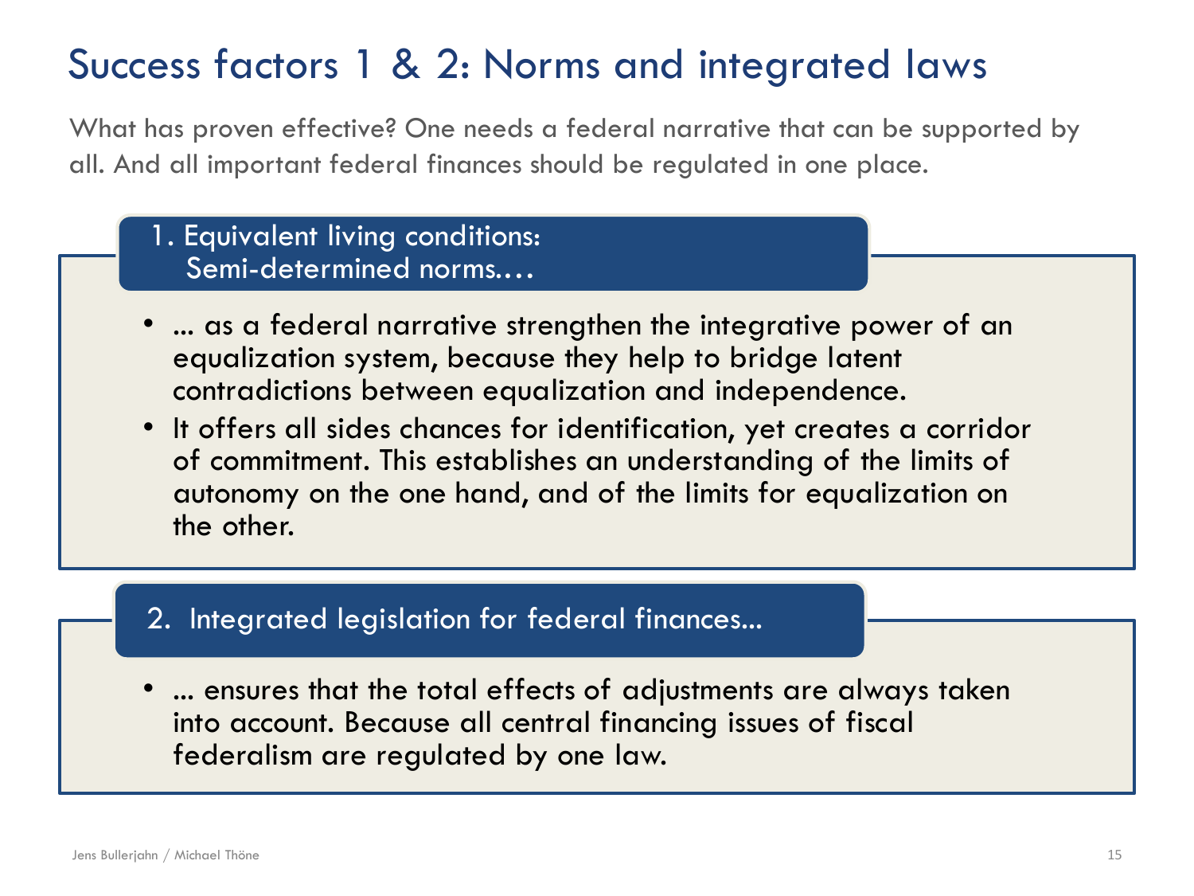# Success factors 1 & 2: Norms and integrated laws

What has proven effective? One needs a federal narrative that can be supported by all. And all important federal finances should be regulated in one place.

## 1. Equivalent living conditions: Semi-determined norms….

- … as a federal narrative strengthen the integrative power of an equalization system, because they help to bridge latent contradictions between equalization and independence.
- It offers all sides chances for identification, yet creates a corridor of commitment. This establishes an understanding of the limits of autonomy on the one hand, and of the limits for equalization on the other.

## 2. Integrated legislation for federal finances…

- … ensures that the total effects of adjustments are always taken into account. Because all central financing issues of fiscal federalism are regulated by one law.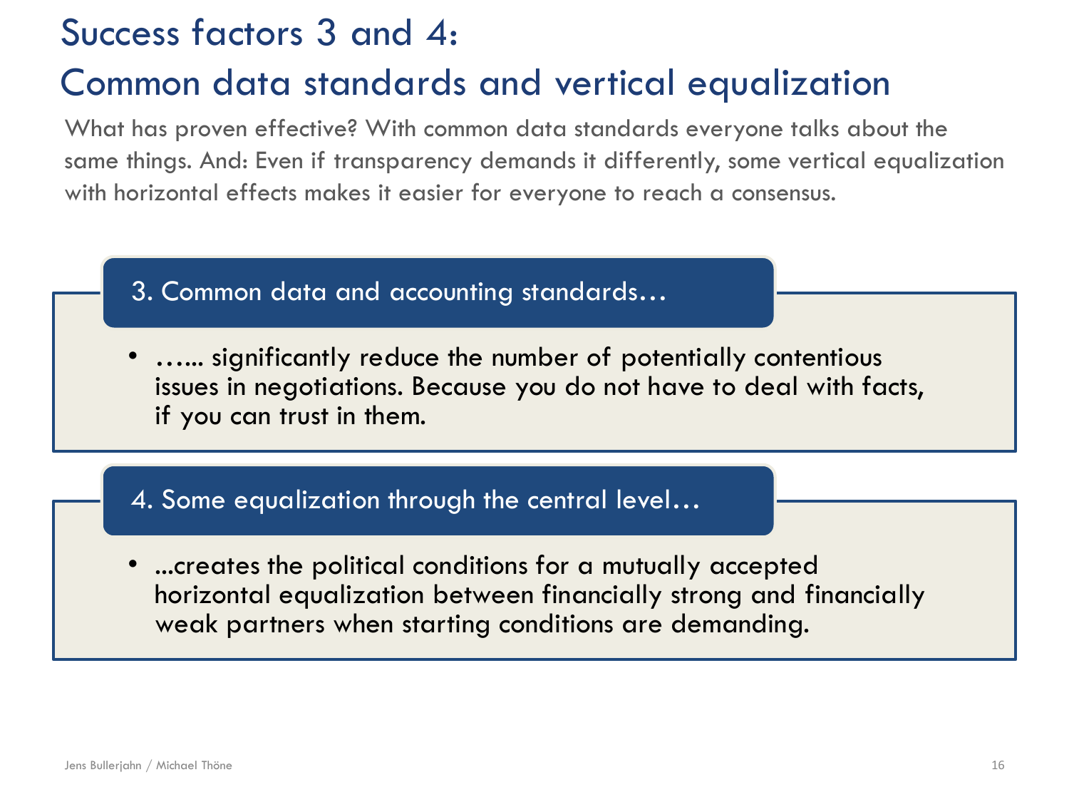# Success factors 3 and 4: Common data standards and vertical equalization

What has proven effective? With common data standards everyone talks about the same things. And: Even if transparency demands it differently, some vertical equalization with horizontal effects makes it easier for everyone to reach a consensus.

### 3. Common data and accounting standards…

- ….... significantly reduce the number of potentially contentious issues in negotiations. Because you do not have to deal with facts, if you can trust in them.

### 4. Some equalization through the central level…

- ...creates the political conditions for a mutually accepted horizontal equalization between financially strong and financially weak partners when starting conditions are demanding.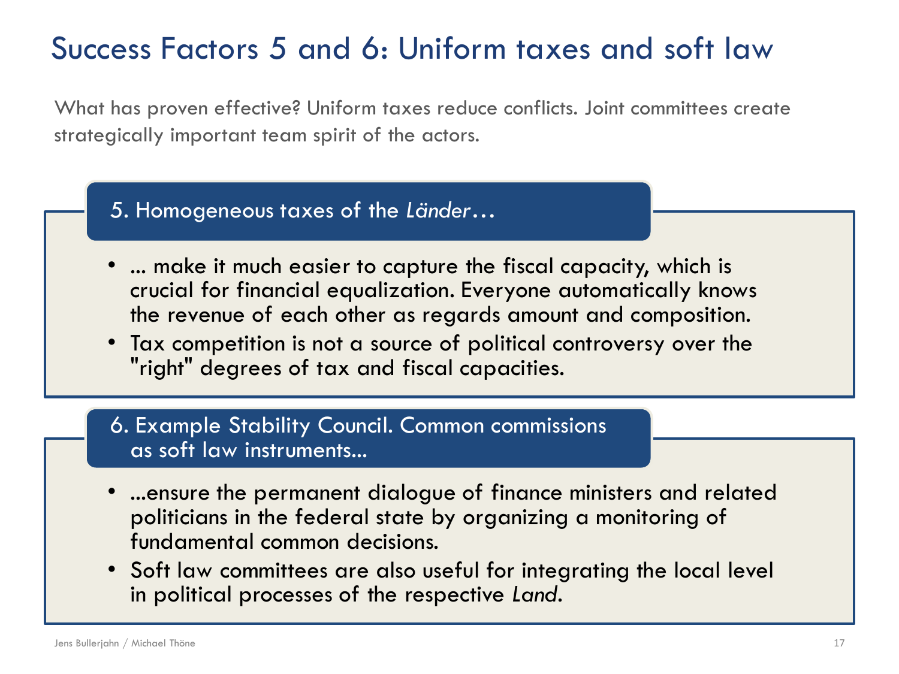# Success Factors 5 and 6: Uniform taxes and soft law

What has proven effective? Uniform taxes reduce conflicts. Joint committees create strategically important team spirit of the actors.

### 5. Homogeneous taxes of the *Länder*…

- … make it much easier to capture the fiscal capacity, which is crucial for financial equalization. Everyone automatically knows the revenue of each other as regards amount and composition.
- Tax competition is not a source of political controversy over the "right" degrees of tax and fiscal capacities.

### 6. Example Stability Council. Common commissions as soft law instruments…

- …ensure the permanent dialogue of finance ministers and related politicians in the federal state by organizing a monitoring of fundamental common decisions.
- Soft law committees are also useful for integrating the local level in political processes of the respective *Land*.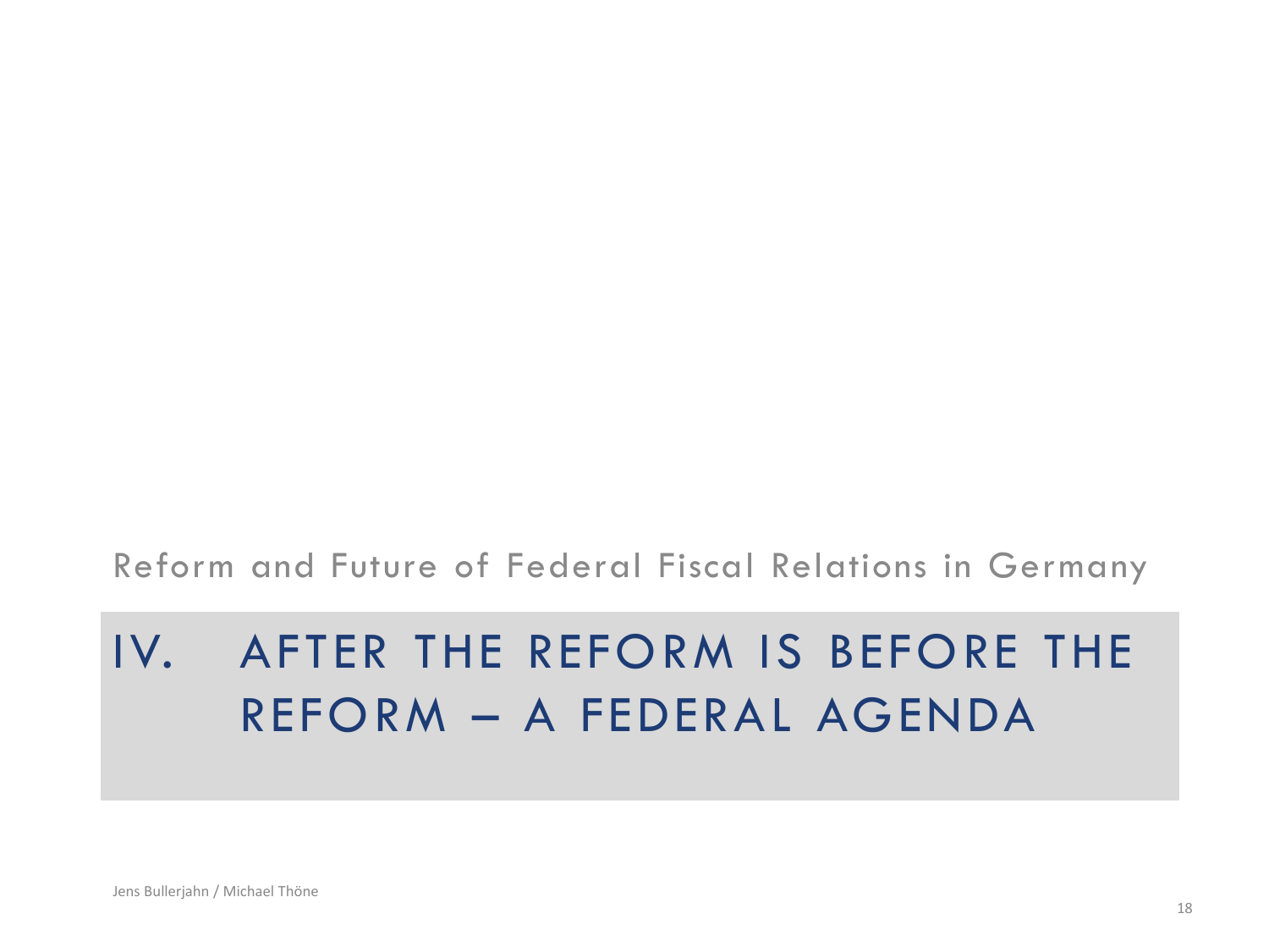Reform and Future of Federal Fiscal Relations in Germany

# IV. AFTER THE REFORM IS BEFORE THE REFORM – A FEDERAL AGENDA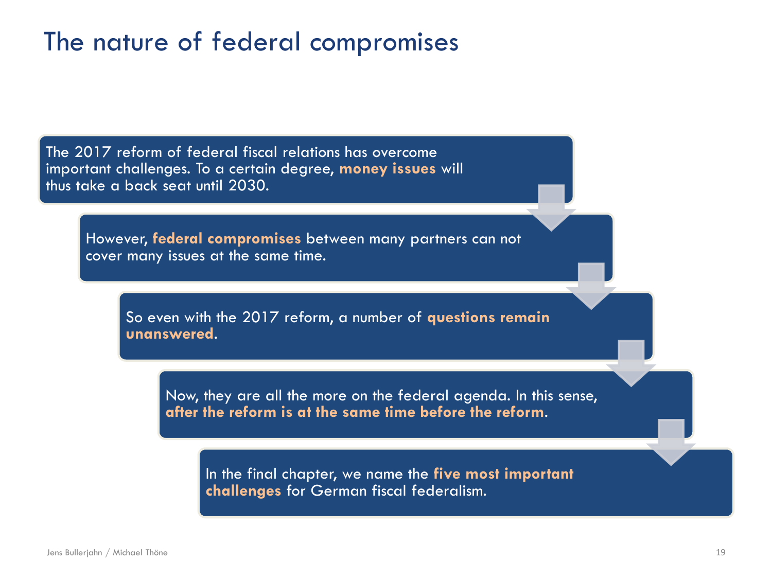# The nature of federal compromises

The 2017 reform of federal fiscal relations has overcome important challenges. To a certain degree, **money issues** will thus take a back seat until 2030.

However, **federal compromises** between many partners can not cover many issues at the same time.

So even with the 2017 reform, a number of **questions remain unanswered**.

Now, they are all the more on the federal agenda. In this sense, **after the reform is at the same time before the reform**.

In the final chapter, we name the **five most important challenges** for German fiscal federalism.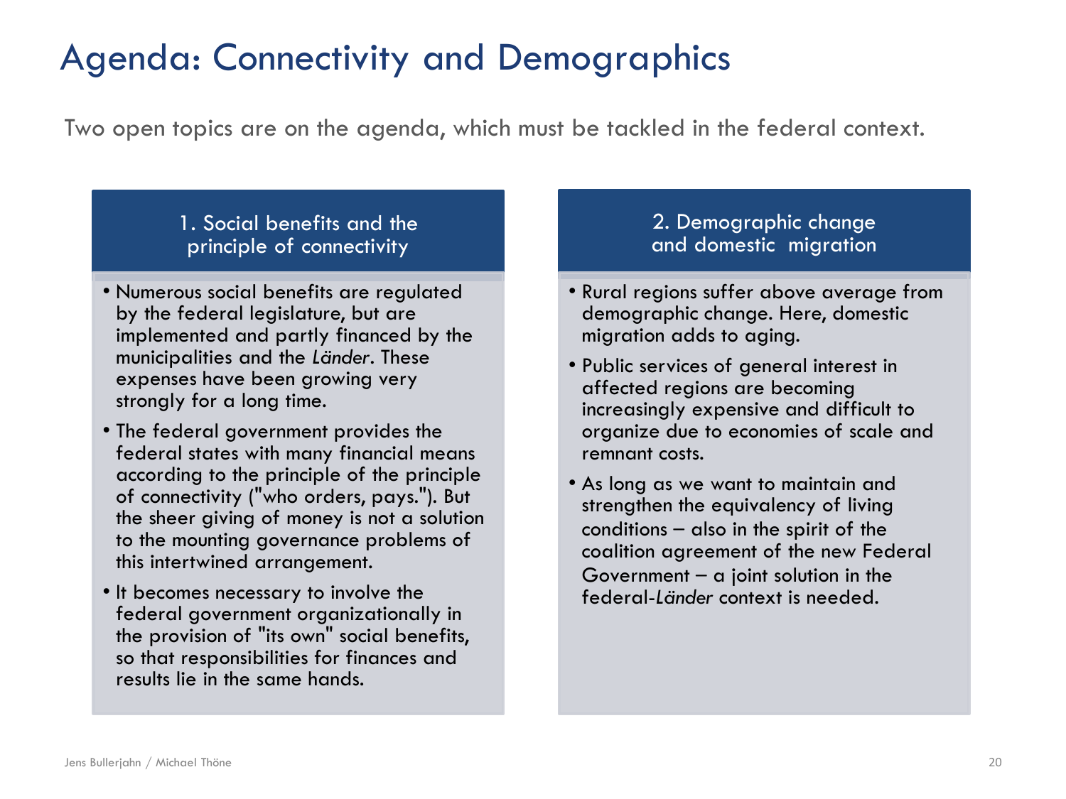# Agenda: Connectivity and Demographics

Two open topics are on the agenda, which must be tackled in the federal context.

## 1. Social benefits and the principle of connectivity

- Numerous social benefits are regulated by the federal legislature, but are implemented and partly financed by the municipalities and the *Länder*. These expenses have been growing very strongly for a long time.
- The federal government provides the federal states with many financial means according to the principle of the principle of connectivity ("who orders, pays."). But the sheer giving of money is not a solution to the mounting governance problems of this intertwined arrangement.
- It becomes necessary to involve the federal government organizationally in the provision of "its own" social benefits, so that responsibilities for finances and results lie in the same hands.

## 2. Demographic change and domestic migration

- Rural regions suffer above average from demographic change. Here, domestic migration adds to aging.
- Public services of general interest in affected regions are becoming increasingly expensive and difficult to organize due to economies of scale and remnant costs.
- As long as we want to maintain and strengthen the equivalency of living conditions – also in the spirit of the coalition agreement of the new Federal Government – a joint solution in the federal-*Länder* context is needed.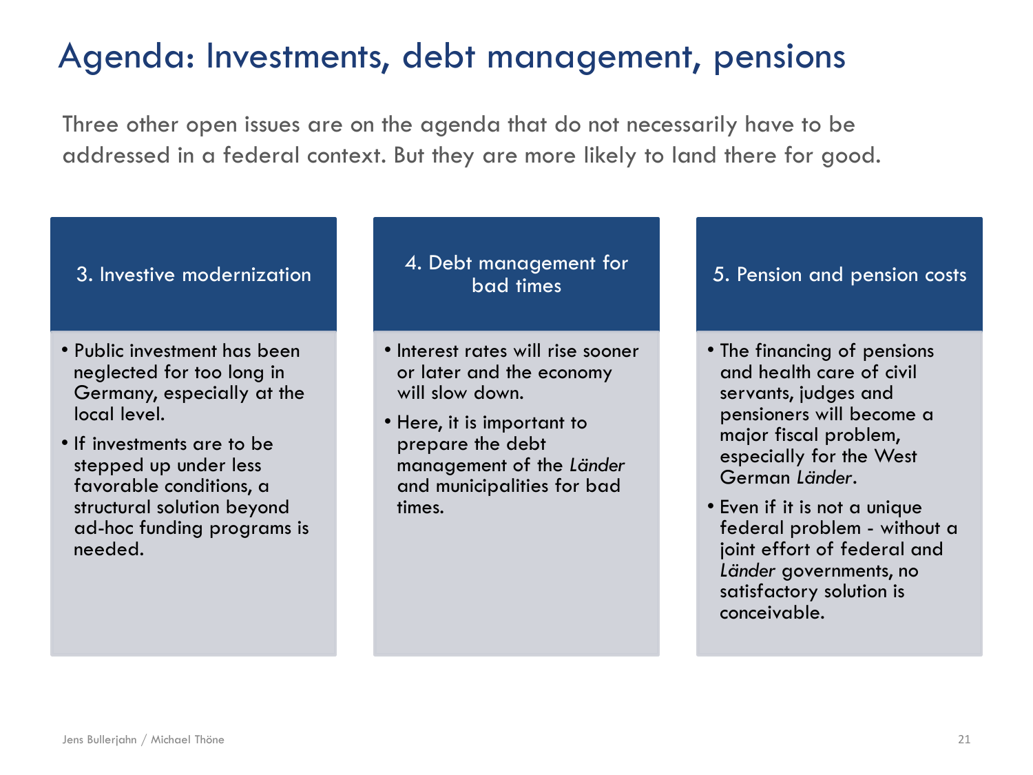# Agenda: Investments, debt management, pensions

Three other open issues are on the agenda that do not necessarily have to be addressed in a federal context. But they are more likely to land there for good.

### 3. Investive modernization

- Public investment has been neglected for too long in Germany, especially at the local level.
- If investments are to be stepped up under less favorable conditions, a structural solution beyond ad-hoc funding programs is needed.

### 4. Debt management for bad times

- Interest rates will rise sooner or later and the economy will slow down.
- Here, it is important to prepare the debt management of the *Länder* and municipalities for bad times.

### 5. Pension and pension costs

- The financing of pensions and health care of civil servants, judges and pensioners will become a major fiscal problem, especially for the West German *Länder*.
- Even if it is not a unique federal problem - without a joint effort of federal and *Länder* governments, no satisfactory solution is conceivable.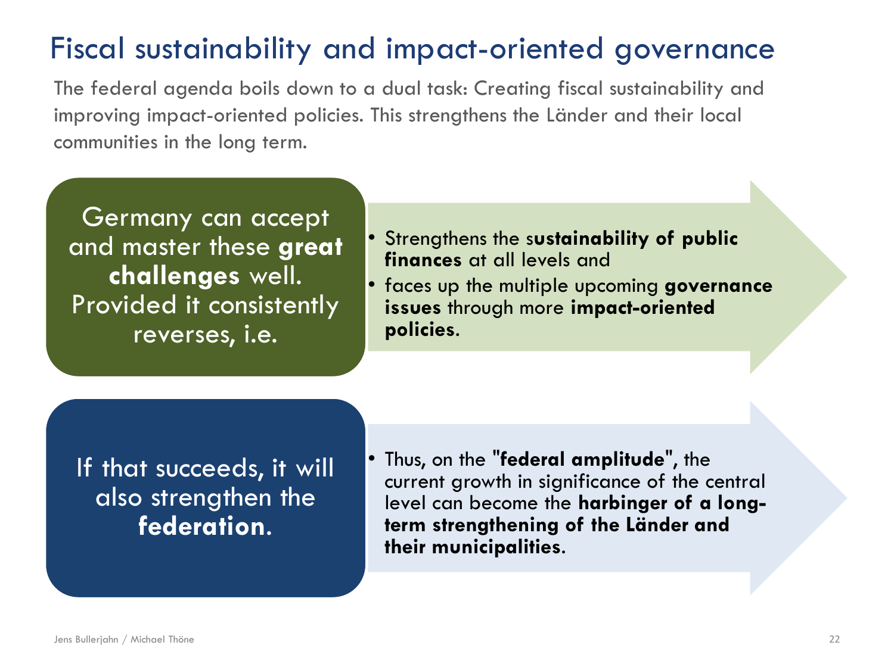# Fiscal sustainability and impact-oriented governance

The federal agenda boils down to a dual task: Creating fiscal sustainability and improving impact-oriented policies. This strengthens the Länder and their local communities in the long term.

Germany can accept and master these **great challenges** well. Provided it consistently reverses, i.e.

- Strengthens the s**ustainability of public finances** at all levels and
- faces up the multiple upcoming **governance issues** through more **impact-oriented policies**.

If that succeeds, it will also strengthen the **federation.**

- Thus, on the "**federal amplitude**", the current growth in significance of the central level can become the **harbinger of a long-term strengthening of the Länder and their municipalities**.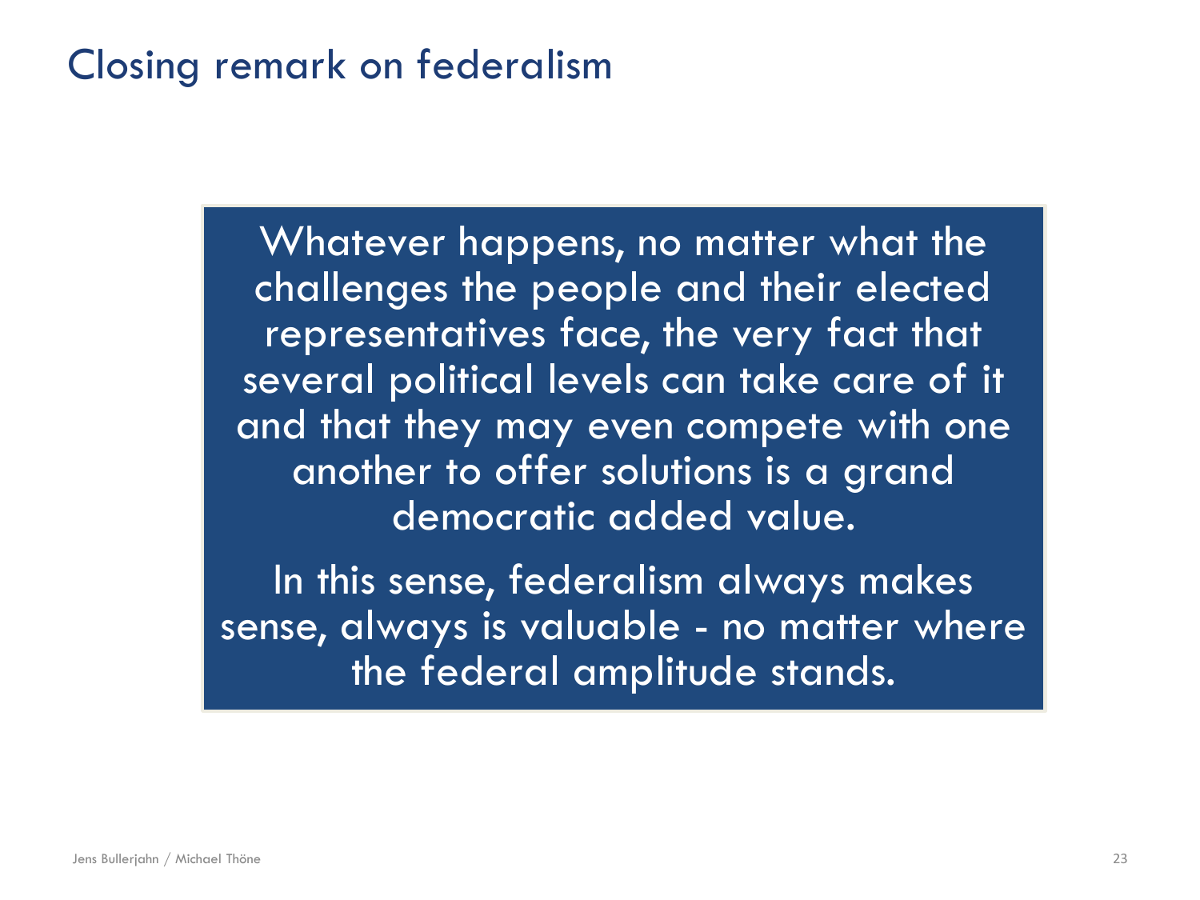# Closing remark on federalism

Whatever happens, no matter what the challenges the people and their elected representatives face, the very fact that several political levels can take care of it and that they may even compete with one another to offer solutions is a grand democratic added value.

In this sense, federalism always makes sense, always is valuable - no matter where the federal amplitude stands.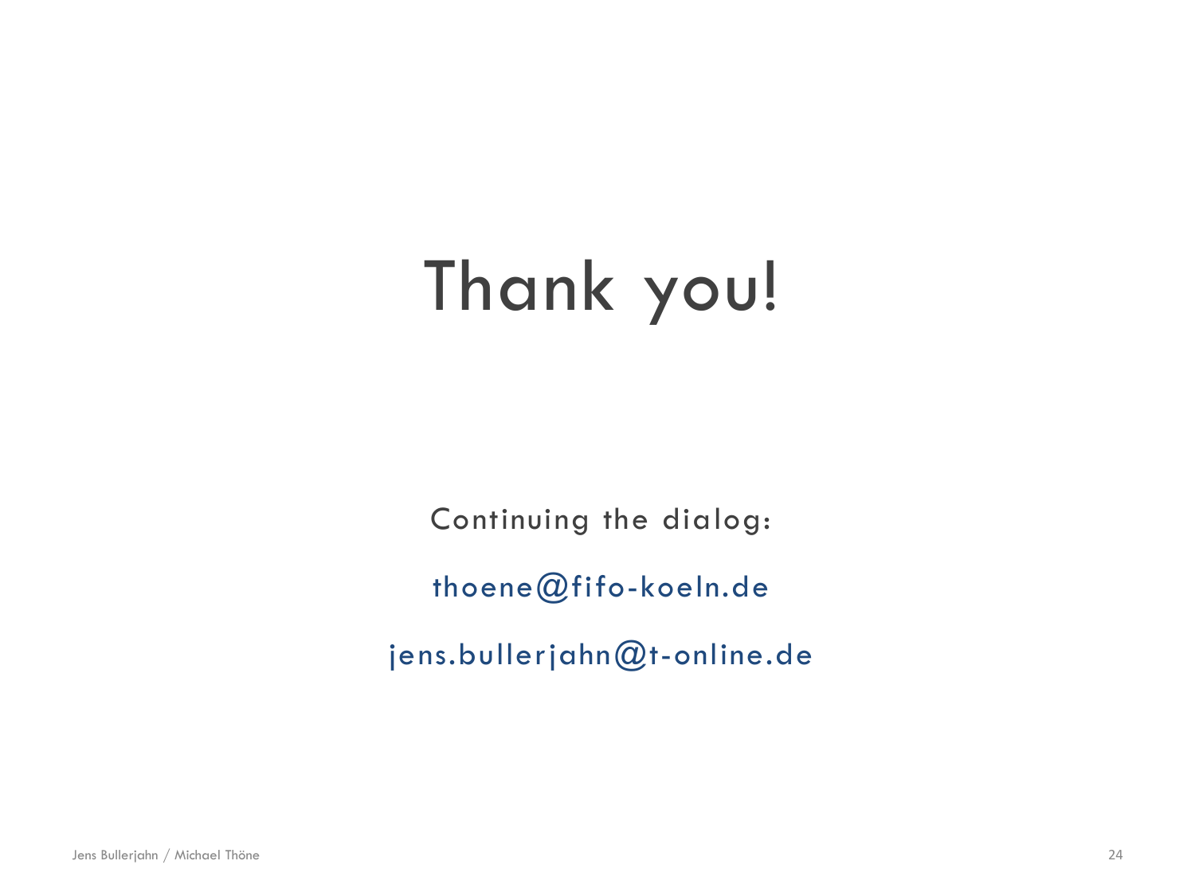# Thank you!

Continuing the dialog:

thoene@fifo-koeln.de

jens.bullerjahn@t-online.de